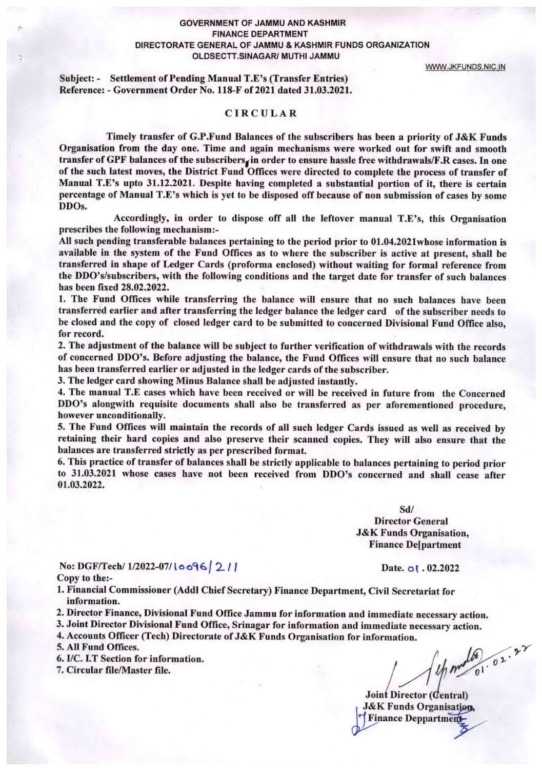**GOVERNMENT OF JAMMU AND KASHMIR**
**FINANCE DEPARTMENT**
**DIRECTORATE GENERAL OF JAMMU & KASHMIR FUNDS ORGANIZATION**
**OLDSECTT.SINAGAR/ MUTHI JAMMU**

WWW.JKFUNDS.NIC.IN

**Subject: - Settlement of Pending Manual T.E's (Transfer Entries)**
**Reference: - Government Order No. 118-F of 2021 dated 31.03.2021.**

## CIRCULAR

**Timely transfer of G.P.Fund Balances of the subscribers has been a priority of J&K Funds Organisation from the day one. Time and again mechanisms were worked out for swift and smooth transfer of GPF balances of the subscribers, in order to ensure hassle free withdrawals/F.R cases. In one of the such latest moves, the District Fund Offices were directed to complete the process of transfer of Manual T.E's upto 31.12.2021. Despite having completed a substantial portion of it, there is certain percentage of Manual T.E's which is yet to be disposed off because of non submission of cases by some DDOs.**

**Accordingly, in order to dispose off all the leftover manual T.E's, this Organisation prescribes the following mechanism:-**

**All such pending transferable balances pertaining to the period prior to 01.04.2021whose information is available in the system of the Fund Offices as to where the subscriber is active at present, shall be transferred in shape of Ledger Cards (proforma enclosed) without waiting for formal reference from the DDO's/subscribers, with the following conditions and the target date for transfer of such balances has been fixed 28.02.2022.**

1. **The Fund Offices while transferring the balance will ensure that no such balances have been transferred earlier and after transferring the ledger balance the ledger card of the subscriber needs to be closed and the copy of closed ledger card to be submitted to concerned Divisional Fund Office also, for record.**
2. **The adjustment of the balance will be subject to further verification of withdrawals with the records of concerned DDO's. Before adjusting the balance, the Fund Offices will ensure that no such balance has been transferred earlier or adjusted in the ledger cards of the subscriber.**
3. **The ledger card showing Minus Balance shall be adjusted instantly.**
4. **The manual T.E cases which have been received or will be received in future from the Concerned DDO's alongwith requisite documents shall also be transferred as per aforementioned procedure, however unconditionally.**
5. **The Fund Offices will maintain the records of all such ledger Cards issued as well as received by retaining their hard copies and also preserve their scanned copies. They will also ensure that the balances are transferred strictly as per prescribed format.**
6. **This practice of transfer of balances shall be strictly applicable to balances pertaining to period prior to 31.03.2021 whose cases have not been received from DDO's concerned and shall cease after 01.03.2022.**

**Sd/**
**Director General**
**J&K Funds Organisation,**
**Finance De[partment**

**No: DGF/Tech/ 1/2022-07/**10096/211 **Date.** 01**.02.2022**

**Copy to the:-**

1. **Financial Commissioner (Addl Chief Secretary) Finance Department, Civil Secretariat for information.**
2. **Director Finance, Divisional Fund Office Jammu for information and immediate necessary action.**
3. **Joint Director Divisional Fund Office, Srinagar for information and immediate necessary action.**
4. **Accounts Officer (Tech) Directorate of J&K Funds Organisation for information.**
5. **All Fund Offices.**
6. **I/C. I.T Section for information.**
7. **Circular file/Master file.**

01.02.22

**Joint Director (Central)**
**J&K Funds Organisation,**
**Finance Deppartment**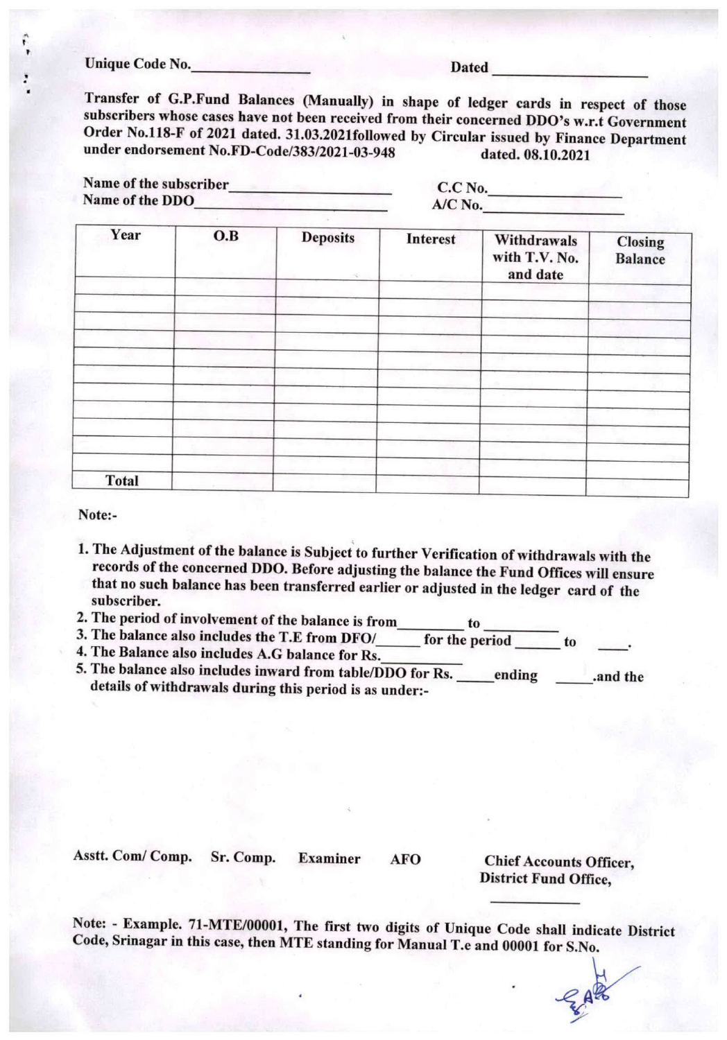**Unique Code No.________________** **Dated ____________________**

**Transfer of G.P.Fund Balances (Manually) in shape of ledger cards in respect of those subscribers whose cases have not been received from their concerned DDO's w.r.t Government Order No.118-F of 2021 dated. 31.03.2021followed by Circular issued by Finance Department under endorsement No.FD-Code/383/2021-03-948 dated. 08.10.2021**

**Name of the subscriber____________________** **C.C No.________________**
**Name of the DDO_________________________** **A/C No.________________**

| Year | O.B | Deposits | Interest | Withdrawals with T.V. No. and date | Closing Balance |
|---|---|---|---|---|---|
| | | | | | |
| | | | | | |
| | | | | | |
| | | | | | |
| | | | | | |
| | | | | | |
| | | | | | |
| | | | | | |
| | | | | | |
| | | | | | |
| | | | | | |
| Total | | | | | |

**Note:-**

1. **The Adjustment of the balance is Subject to further Verification of withdrawals with the records of the concerned DDO. Before adjusting the balance the Fund Offices will ensure that no such balance has been transferred earlier or adjusted in the ledger card of the subscriber.**
2. **The period of involvement of the balance is from_________ to __________**
3. **The balance also includes the T.E from DFO/______ for the period ______ to ____.**
4. **The Balance also includes A.G balance for Rs.___________**
5. **The balance also includes inward from table/DDO for Rs. _____ending _____.and the details of withdrawals during this period is as under:-**

**Asstt. Com/ Comp.** **Sr. Comp.** **Examiner** **AFO** **Chief Accounts Officer, District Fund Office,**

**____________**

**Note: - Example. 71-MTE/00001, The first two digits of Unique Code shall indicate District Code, Srinagar in this case, then MTE standing for Manual T.e and 00001 for S.No.**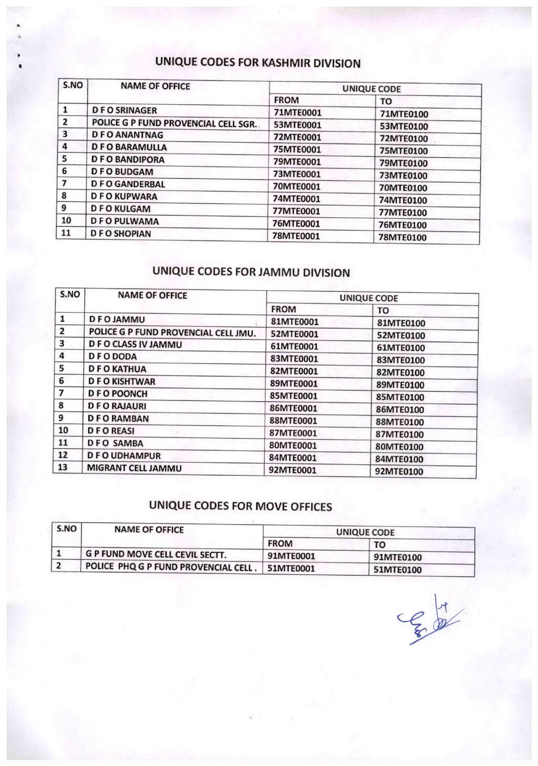## UNIQUE CODES FOR KASHMIR DIVISION

| S.NO | NAME OF OFFICE | UNIQUE CODE | |
|---|---|---|---|
| | | FROM | TO |
| 1 | D F O SRINAGER | 71MTE0001 | 71MTE0100 |
| 2 | POLICE G P FUND PROVENCIAL CELL SGR. | 53MTE0001 | 53MTE0100 |
| 3 | D F O ANANTNAG | 72MTE0001 | 72MTE0100 |
| 4 | D F O BARAMULLA | 75MTE0001 | 75MTE0100 |
| 5 | D F O BANDIPORA | 79MTE0001 | 79MTE0100 |
| 6 | D F O BUDGAM | 73MTE0001 | 73MTE0100 |
| 7 | D F O GANDERBAL | 70MTE0001 | 70MTE0100 |
| 8 | D F O KUPWARA | 74MTE0001 | 74MTE0100 |
| 9 | D F O KULGAM | 77MTE0001 | 77MTE0100 |
| 10 | D F O PULWAMA | 76MTE0001 | 76MTE0100 |
| 11 | D F O SHOPIAN | 78MTE0001 | 78MTE0100 |

## UNIQUE CODES FOR JAMMU DIVISION

| S.NO | NAME OF OFFICE | UNIQUE CODE | |
|---|---|---|---|
| | | FROM | TO |
| 1 | D F O JAMMU | 81MTE0001 | 81MTE0100 |
| 2 | POLICE G P FUND PROVENCIAL CELL JMU. | 52MTE0001 | 52MTE0100 |
| 3 | D F O CLASS IV JAMMU | 61MTE0001 | 61MTE0100 |
| 4 | D F O DODA | 83MTE0001 | 83MTE0100 |
| 5 | D F O KATHUA | 82MTE0001 | 82MTE0100 |
| 6 | D F O KISHTWAR | 89MTE0001 | 89MTE0100 |
| 7 | D F O POONCH | 85MTE0001 | 85MTE0100 |
| 8 | D F O RAJAURI | 86MTE0001 | 86MTE0100 |
| 9 | D F O RAMBAN | 88MTE0001 | 88MTE0100 |
| 10 | D F O REASI | 87MTE0001 | 87MTE0100 |
| 11 | D F O SAMBA | 80MTE0001 | 80MTE0100 |
| 12 | D F O UDHAMPUR | 84MTE0001 | 84MTE0100 |
| 13 | MIGRANT CELL JAMMU | 92MTE0001 | 92MTE0100 |

## UNIQUE CODES FOR MOVE OFFICES

| S.NO | NAME OF OFFICE | UNIQUE CODE | |
|---|---|---|---|
| | | FROM | TO |
| 1 | G P FUND MOVE CELL CEVIL SECTT. | 91MTE0001 | 91MTE0100 |
| 2 | POLICE PHQ G P FUND PROVENCIAL CELL . | 51MTE0001 | 51MTE0100 |